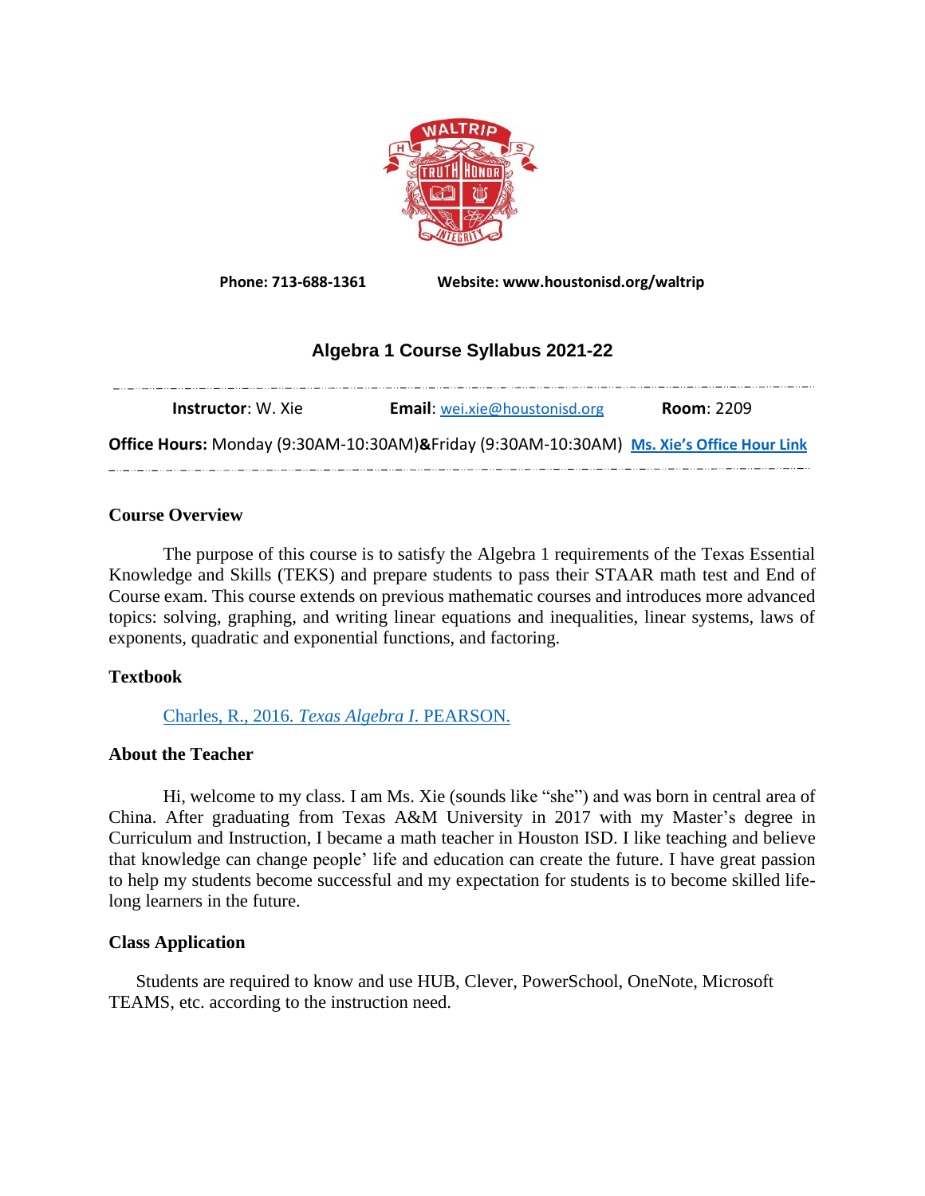**Phone: 713-688-1361** **Website: www.houstonisd.org/waltrip**

# Algebra 1 Course Syllabus 2021-22

**Instructor**: W. Xie **Email**: wei.xie@houstonisd.org **Room**: 2209

**Office Hours:** Monday (9:30AM-10:30AM)**&**Friday (9:30AM-10:30AM) **Ms. Xie's Office Hour Link**

## Course Overview

The purpose of this course is to satisfy the Algebra 1 requirements of the Texas Essential Knowledge and Skills (TEKS) and prepare students to pass their STAAR math test and End of Course exam. This course extends on previous mathematic courses and introduces more advanced topics: solving, graphing, and writing linear equations and inequalities, linear systems, laws of exponents, quadratic and exponential functions, and factoring.

## Textbook

Charles, R., 2016. *Texas Algebra I.* PEARSON.

## About the Teacher

Hi, welcome to my class. I am Ms. Xie (sounds like "she") and was born in central area of China. After graduating from Texas A&M University in 2017 with my Master's degree in Curriculum and Instruction, I became a math teacher in Houston ISD. I like teaching and believe that knowledge can change people' life and education can create the future. I have great passion to help my students become successful and my expectation for students is to become skilled life-long learners in the future.

## Class Application

Students are required to know and use HUB, Clever, PowerSchool, OneNote, Microsoft TEAMS, etc. according to the instruction need.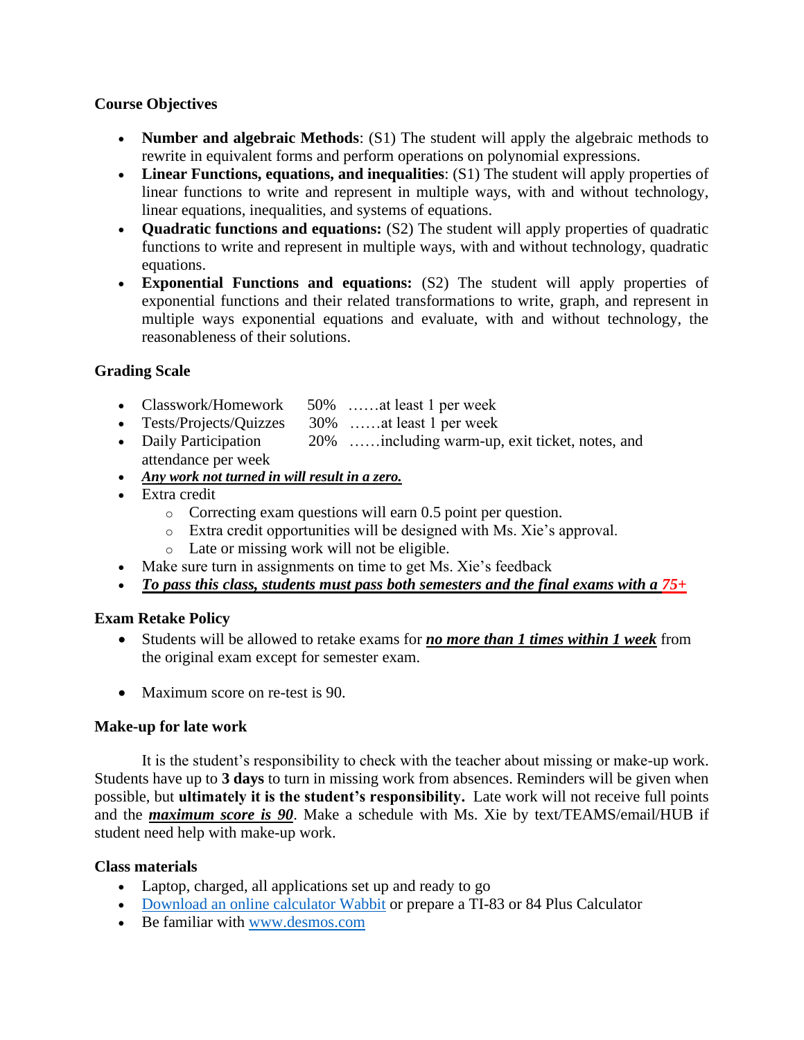### Course Objectives

- **Number and algebraic Methods**: (S1) The student will apply the algebraic methods to rewrite in equivalent forms and perform operations on polynomial expressions.
- **Linear Functions, equations, and inequalities**: (S1) The student will apply properties of linear functions to write and represent in multiple ways, with and without technology, linear equations, inequalities, and systems of equations.
- **Quadratic functions and equations:** (S2) The student will apply properties of quadratic functions to write and represent in multiple ways, with and without technology, quadratic equations.
- **Exponential Functions and equations:** (S2) The student will apply properties of exponential functions and their related transformations to write, graph, and represent in multiple ways exponential equations and evaluate, with and without technology, the reasonableness of their solutions.

### Grading Scale

- Classwork/Homework 50% ……at least 1 per week
- Tests/Projects/Quizzes 30% ……at least 1 per week
- Daily Participation 20% ……including warm-up, exit ticket, notes, and attendance per week
- ***Any work not turned in will result in a zero.***
- Extra credit
  - Correcting exam questions will earn 0.5 point per question.
  - Extra credit opportunities will be designed with Ms. Xie's approval.
  - Late or missing work will not be eligible.
- Make sure turn in assignments on time to get Ms. Xie's feedback
- ***To pass this class, students must pass both semesters and the final exams with a 75+***

### Exam Retake Policy

- Students will be allowed to retake exams for ***no more than 1 times within 1 week*** from the original exam except for semester exam.
- Maximum score on re-test is 90.

### Make-up for late work

It is the student's responsibility to check with the teacher about missing or make-up work. Students have up to **3 days** to turn in missing work from absences. Reminders will be given when possible, but **ultimately it is the student's responsibility.** Late work will not receive full points and the ***maximum score is 90***. Make a schedule with Ms. Xie by text/TEAMS/email/HUB if student need help with make-up work.

### Class materials

- Laptop, charged, all applications set up and ready to go
- Download an online calculator Wabbit or prepare a TI-83 or 84 Plus Calculator
- Be familiar with www.desmos.com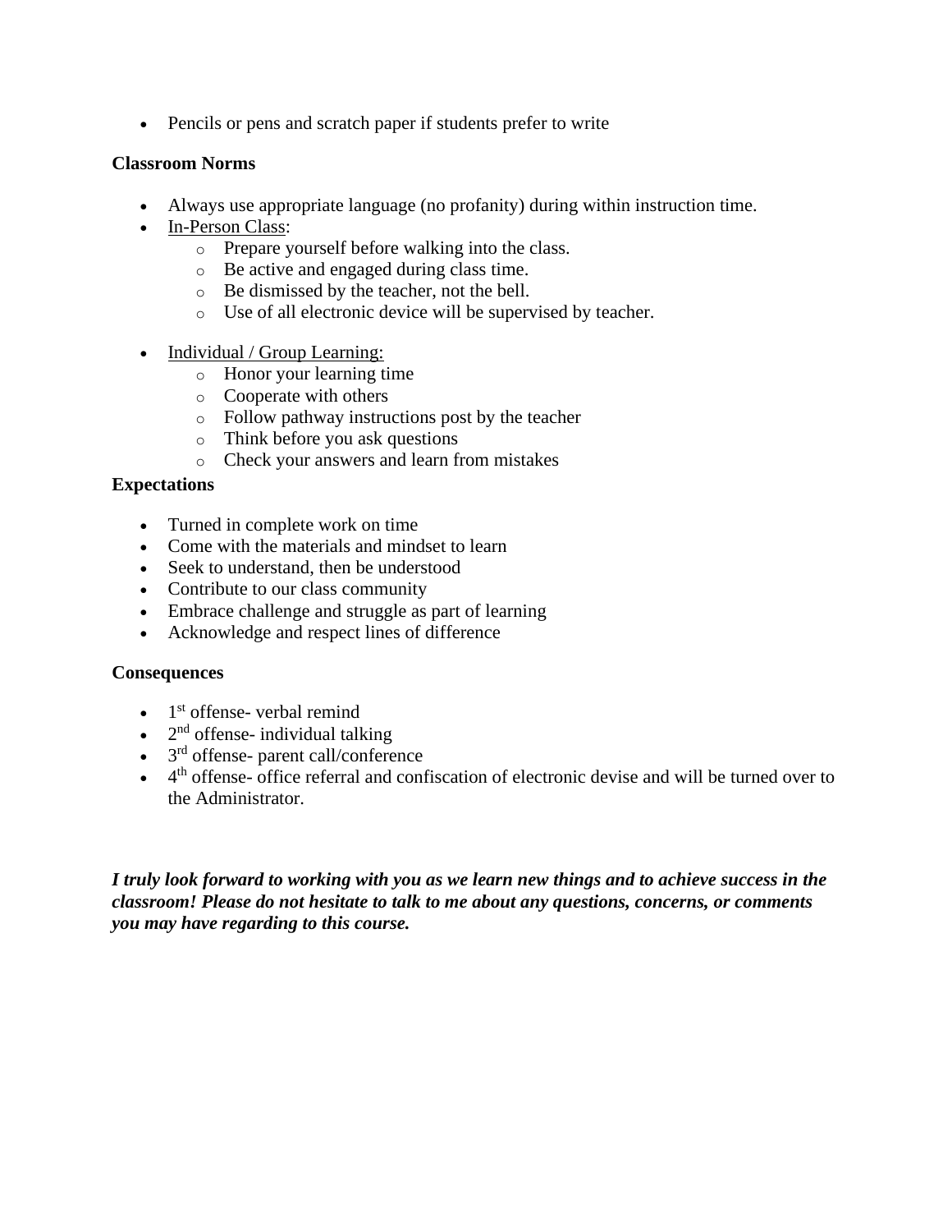- Pencils or pens and scratch paper if students prefer to write

**Classroom Norms**

- Always use appropriate language (no profanity) during within instruction time.
- <u>In-Person Class</u>:
    - Prepare yourself before walking into the class.
    - Be active and engaged during class time.
    - Be dismissed by the teacher, not the bell.
    - Use of all electronic device will be supervised by teacher.

- <u>Individual / Group Learning:</u>
    - Honor your learning time
    - Cooperate with others
    - Follow pathway instructions post by the teacher
    - Think before you ask questions
    - Check your answers and learn from mistakes

**Expectations**

- Turned in complete work on time
- Come with the materials and mindset to learn
- Seek to understand, then be understood
- Contribute to our class community
- Embrace challenge and struggle as part of learning
- Acknowledge and respect lines of difference

**Consequences**

- 1st offense- verbal remind
- 2nd offense- individual talking
- 3rd offense- parent call/conference
- 4th offense- office referral and confiscation of electronic devise and will be turned over to the Administrator.

***I truly look forward to working with you as we learn new things and to achieve success in the classroom! Please do not hesitate to talk to me about any questions, concerns, or comments you may have regarding to this course.***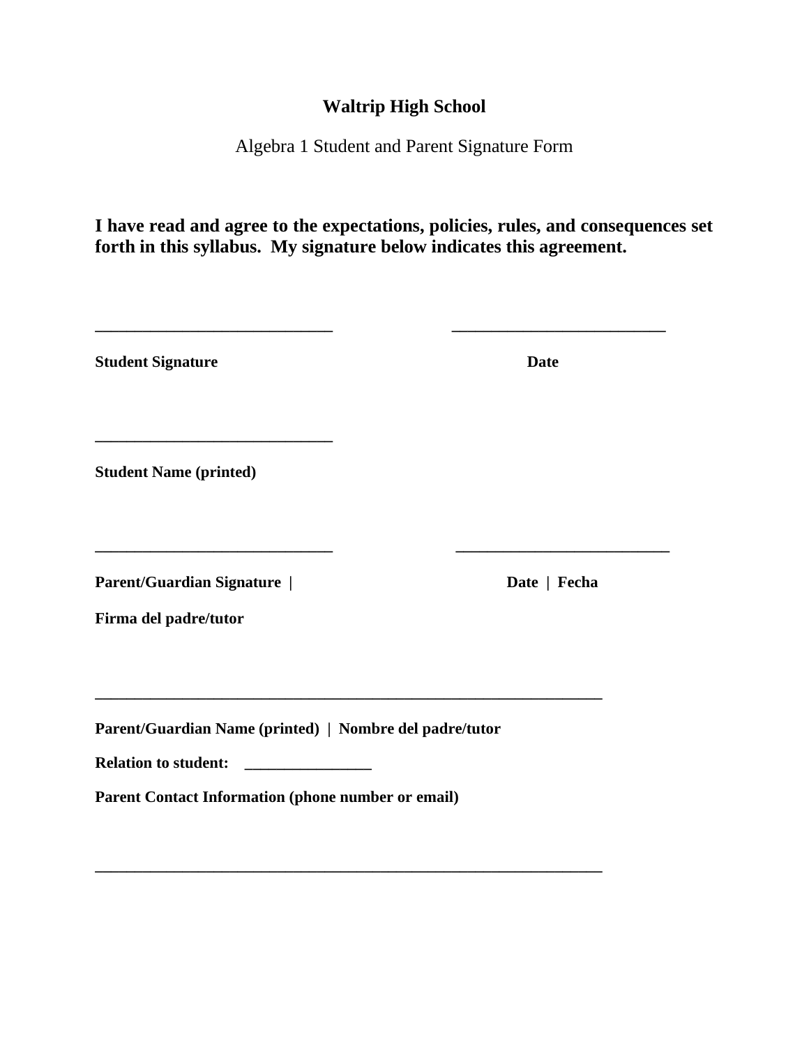**Waltrip High School**

Algebra 1 Student and Parent Signature Form

**I have read and agree to the expectations, policies, rules, and consequences set forth in this syllabus. My signature below indicates this agreement.**

______________________________ ___________________________

**Student Signature** **Date**

______________________________

**Student Name (printed)**

______________________________ ___________________________

**Parent/Guardian Signature |** **Date | Fecha**

**Firma del padre/tutor**

_________________________________________________________________

**Parent/Guardian Name (printed) | Nombre del padre/tutor**

**Relation to student:** ________________

**Parent Contact Information (phone number or email)**

_________________________________________________________________